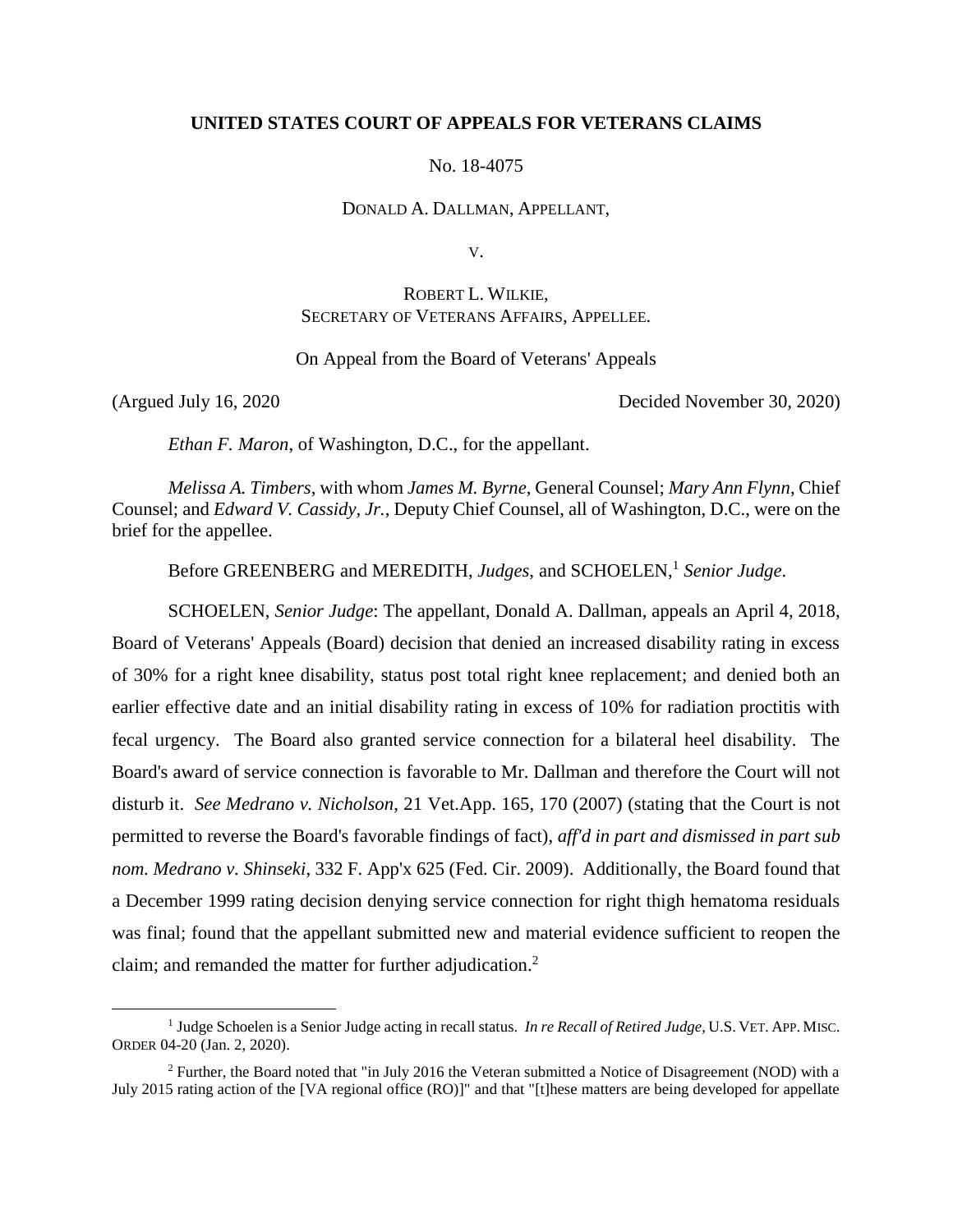**UNITED STATES COURT OF APPEALS FOR VETERANS CLAIMS**

No. 18-4075

DONALD A. DALLMAN, APPELLANT,

V.

ROBERT L. WILKIE,
SECRETARY OF VETERANS AFFAIRS, APPELLEE.

On Appeal from the Board of Veterans' Appeals

(Argued July 16, 2020 Decided November 30, 2020)

*Ethan F. Maron*, of Washington, D.C., for the appellant.

*Melissa A. Timbers*, with whom *James M. Byrne*, General Counsel; *Mary Ann Flynn*, Chief Counsel; and *Edward V. Cassidy, Jr.*, Deputy Chief Counsel, all of Washington, D.C., were on the brief for the appellee.

Before GREENBERG and MEREDITH, *Judges*, and SCHOELEN,[1] *Senior Judge*.

SCHOELEN, *Senior Judge*: The appellant, Donald A. Dallman, appeals an April 4, 2018, Board of Veterans' Appeals (Board) decision that denied an increased disability rating in excess of 30% for a right knee disability, status post total right knee replacement; and denied both an earlier effective date and an initial disability rating in excess of 10% for radiation proctitis with fecal urgency. The Board also granted service connection for a bilateral heel disability. The Board's award of service connection is favorable to Mr. Dallman and therefore the Court will not disturb it. *See Medrano v. Nicholson*, 21 Vet.App. 165, 170 (2007) (stating that the Court is not permitted to reverse the Board's favorable findings of fact), *aff'd in part and dismissed in part sub nom. Medrano v. Shinseki*, 332 F. App'x 625 (Fed. Cir. 2009). Additionally, the Board found that a December 1999 rating decision denying service connection for right thigh hematoma residuals was final; found that the appellant submitted new and material evidence sufficient to reopen the claim; and remanded the matter for further adjudication.[2]

---

[1] Judge Schoelen is a Senior Judge acting in recall status. *In re Recall of Retired Judge*, U.S. VET. APP. MISC. ORDER 04-20 (Jan. 2, 2020).

[2] Further, the Board noted that "in July 2016 the Veteran submitted a Notice of Disagreement (NOD) with a July 2015 rating action of the [VA regional office (RO)]" and that "[t]hese matters are being developed for appellate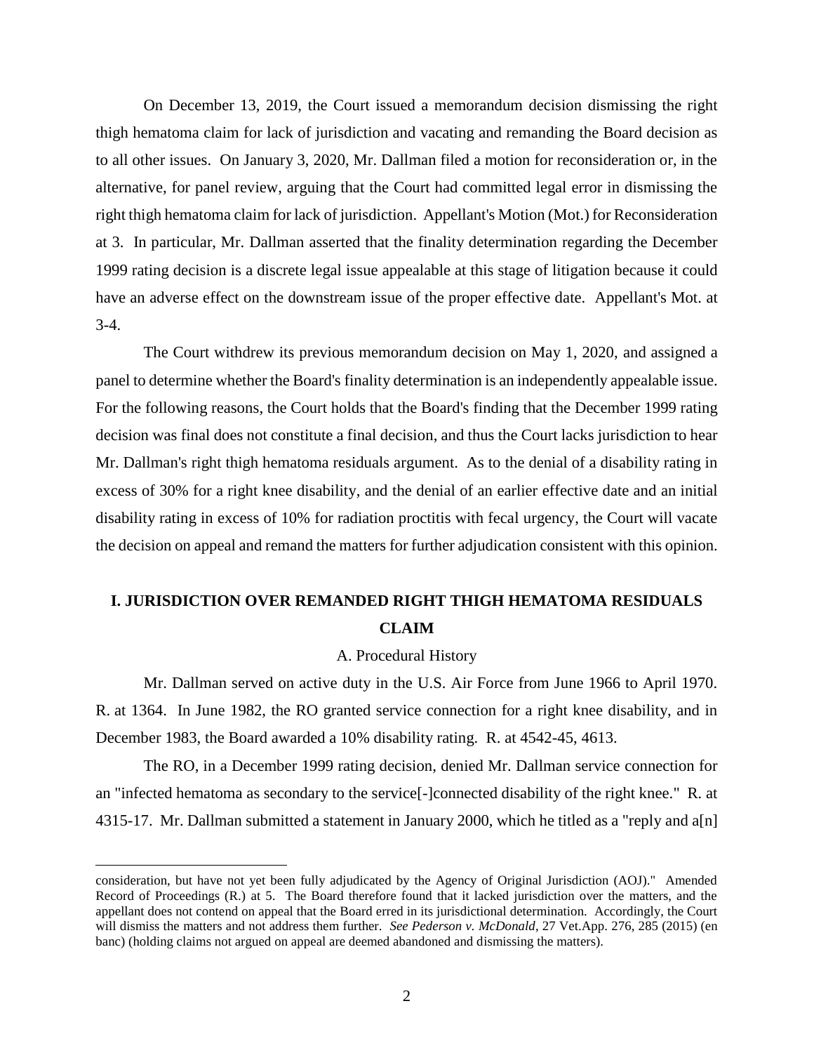On December 13, 2019, the Court issued a memorandum decision dismissing the right thigh hematoma claim for lack of jurisdiction and vacating and remanding the Board decision as to all other issues. On January 3, 2020, Mr. Dallman filed a motion for reconsideration or, in the alternative, for panel review, arguing that the Court had committed legal error in dismissing the right thigh hematoma claim for lack of jurisdiction. Appellant's Motion (Mot.) for Reconsideration at 3. In particular, Mr. Dallman asserted that the finality determination regarding the December 1999 rating decision is a discrete legal issue appealable at this stage of litigation because it could have an adverse effect on the downstream issue of the proper effective date. Appellant's Mot. at 3-4.

The Court withdrew its previous memorandum decision on May 1, 2020, and assigned a panel to determine whether the Board's finality determination is an independently appealable issue. For the following reasons, the Court holds that the Board's finding that the December 1999 rating decision was final does not constitute a final decision, and thus the Court lacks jurisdiction to hear Mr. Dallman's right thigh hematoma residuals argument. As to the denial of a disability rating in excess of 30% for a right knee disability, and the denial of an earlier effective date and an initial disability rating in excess of 10% for radiation proctitis with fecal urgency, the Court will vacate the decision on appeal and remand the matters for further adjudication consistent with this opinion.

## I. JURISDICTION OVER REMANDED RIGHT THIGH HEMATOMA RESIDUALS CLAIM

### A. Procedural History

Mr. Dallman served on active duty in the U.S. Air Force from June 1966 to April 1970. R. at 1364. In June 1982, the RO granted service connection for a right knee disability, and in December 1983, the Board awarded a 10% disability rating. R. at 4542-45, 4613.

The RO, in a December 1999 rating decision, denied Mr. Dallman service connection for an "infected hematoma as secondary to the service[-]connected disability of the right knee." R. at 4315-17. Mr. Dallman submitted a statement in January 2000, which he titled as a "reply and a[n]

consideration, but have not yet been fully adjudicated by the Agency of Original Jurisdiction (AOJ)." Amended Record of Proceedings (R.) at 5. The Board therefore found that it lacked jurisdiction over the matters, and the appellant does not contend on appeal that the Board erred in its jurisdictional determination. Accordingly, the Court will dismiss the matters and not address them further. *See Pederson v. McDonald*, 27 Vet.App. 276, 285 (2015) (en banc) (holding claims not argued on appeal are deemed abandoned and dismissing the matters).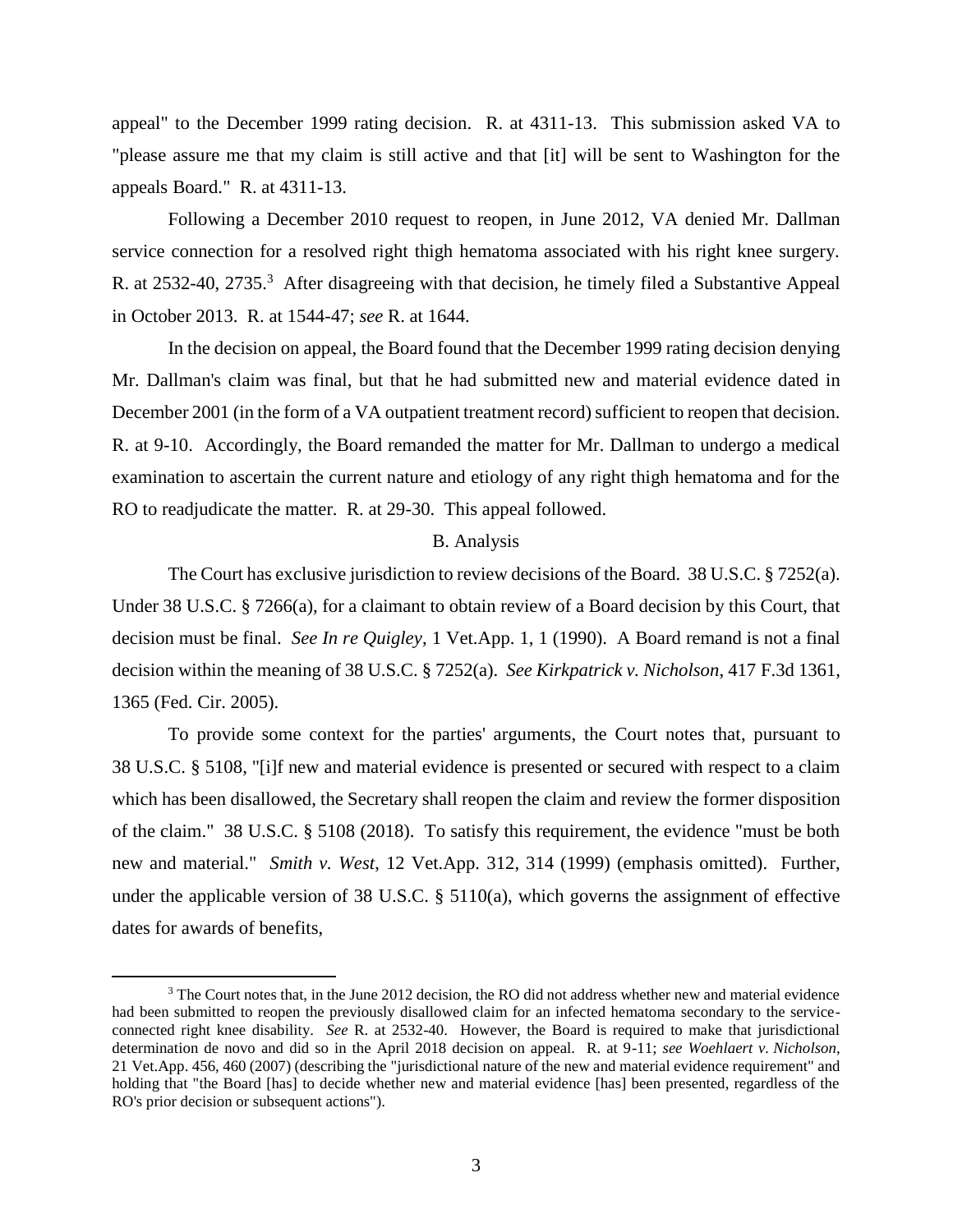appeal" to the December 1999 rating decision. R. at 4311-13. This submission asked VA to "please assure me that my claim is still active and that [it] will be sent to Washington for the appeals Board." R. at 4311-13.

Following a December 2010 request to reopen, in June 2012, VA denied Mr. Dallman service connection for a resolved right thigh hematoma associated with his right knee surgery. R. at 2532-40, 2735.[3] After disagreeing with that decision, he timely filed a Substantive Appeal in October 2013. R. at 1544-47; *see* R. at 1644.

In the decision on appeal, the Board found that the December 1999 rating decision denying Mr. Dallman's claim was final, but that he had submitted new and material evidence dated in December 2001 (in the form of a VA outpatient treatment record) sufficient to reopen that decision. R. at 9-10. Accordingly, the Board remanded the matter for Mr. Dallman to undergo a medical examination to ascertain the current nature and etiology of any right thigh hematoma and for the RO to readjudicate the matter. R. at 29-30. This appeal followed.

B. Analysis

The Court has exclusive jurisdiction to review decisions of the Board. 38 U.S.C. § 7252(a). Under 38 U.S.C. § 7266(a), for a claimant to obtain review of a Board decision by this Court, that decision must be final. *See In re Quigley*, 1 Vet.App. 1, 1 (1990). A Board remand is not a final decision within the meaning of 38 U.S.C. § 7252(a). *See Kirkpatrick v. Nicholson*, 417 F.3d 1361, 1365 (Fed. Cir. 2005).

To provide some context for the parties' arguments, the Court notes that, pursuant to 38 U.S.C. § 5108, "[i]f new and material evidence is presented or secured with respect to a claim which has been disallowed, the Secretary shall reopen the claim and review the former disposition of the claim." 38 U.S.C. § 5108 (2018). To satisfy this requirement, the evidence "must be both new and material." *Smith v. West*, 12 Vet.App. 312, 314 (1999) (emphasis omitted). Further, under the applicable version of 38 U.S.C. § 5110(a), which governs the assignment of effective dates for awards of benefits,

[3] The Court notes that, in the June 2012 decision, the RO did not address whether new and material evidence had been submitted to reopen the previously disallowed claim for an infected hematoma secondary to the service-connected right knee disability. *See* R. at 2532-40. However, the Board is required to make that jurisdictional determination de novo and did so in the April 2018 decision on appeal. R. at 9-11; *see Woehlaert v. Nicholson*, 21 Vet.App. 456, 460 (2007) (describing the "jurisdictional nature of the new and material evidence requirement" and holding that "the Board [has] to decide whether new and material evidence [has] been presented, regardless of the RO's prior decision or subsequent actions").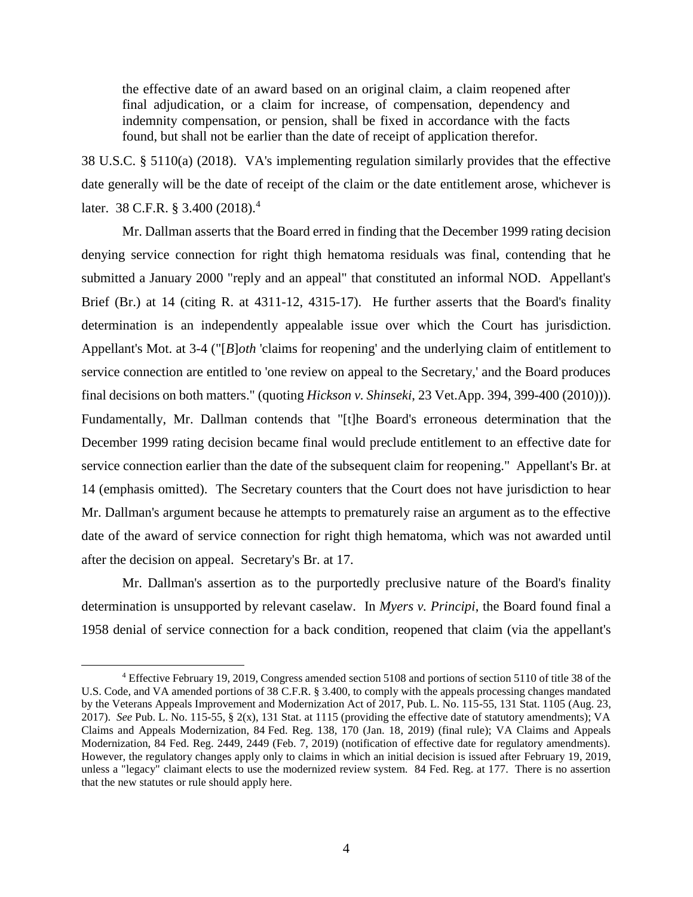> the effective date of an award based on an original claim, a claim reopened after final adjudication, or a claim for increase, of compensation, dependency and indemnity compensation, or pension, shall be fixed in accordance with the facts found, but shall not be earlier than the date of receipt of application therefor.

38 U.S.C. § 5110(a) (2018). VA's implementing regulation similarly provides that the effective date generally will be the date of receipt of the claim or the date entitlement arose, whichever is later. 38 C.F.R. § 3.400 (2018).[4]

Mr. Dallman asserts that the Board erred in finding that the December 1999 rating decision denying service connection for right thigh hematoma residuals was final, contending that he submitted a January 2000 "reply and an appeal" that constituted an informal NOD. Appellant's Brief (Br.) at 14 (citing R. at 4311-12, 4315-17). He further asserts that the Board's finality determination is an independently appealable issue over which the Court has jurisdiction. Appellant's Mot. at 3-4 ("[*B*]*oth* 'claims for reopening' and the underlying claim of entitlement to service connection are entitled to 'one review on appeal to the Secretary,' and the Board produces final decisions on both matters." (quoting *Hickson v. Shinseki*, 23 Vet.App. 394, 399-400 (2010))). Fundamentally, Mr. Dallman contends that "[t]he Board's erroneous determination that the December 1999 rating decision became final would preclude entitlement to an effective date for service connection earlier than the date of the subsequent claim for reopening." Appellant's Br. at 14 (emphasis omitted). The Secretary counters that the Court does not have jurisdiction to hear Mr. Dallman's argument because he attempts to prematurely raise an argument as to the effective date of the award of service connection for right thigh hematoma, which was not awarded until after the decision on appeal. Secretary's Br. at 17.

Mr. Dallman's assertion as to the purportedly preclusive nature of the Board's finality determination is unsupported by relevant caselaw. In *Myers v. Principi*, the Board found final a 1958 denial of service connection for a back condition, reopened that claim (via the appellant's

[4] Effective February 19, 2019, Congress amended section 5108 and portions of section 5110 of title 38 of the U.S. Code, and VA amended portions of 38 C.F.R. § 3.400, to comply with the appeals processing changes mandated by the Veterans Appeals Improvement and Modernization Act of 2017, Pub. L. No. 115-55, 131 Stat. 1105 (Aug. 23, 2017). *See* Pub. L. No. 115-55, § 2(x), 131 Stat. at 1115 (providing the effective date of statutory amendments); VA Claims and Appeals Modernization, 84 Fed. Reg. 138, 170 (Jan. 18, 2019) (final rule); VA Claims and Appeals Modernization, 84 Fed. Reg. 2449, 2449 (Feb. 7, 2019) (notification of effective date for regulatory amendments). However, the regulatory changes apply only to claims in which an initial decision is issued after February 19, 2019, unless a "legacy" claimant elects to use the modernized review system. 84 Fed. Reg. at 177. There is no assertion that the new statutes or rule should apply here.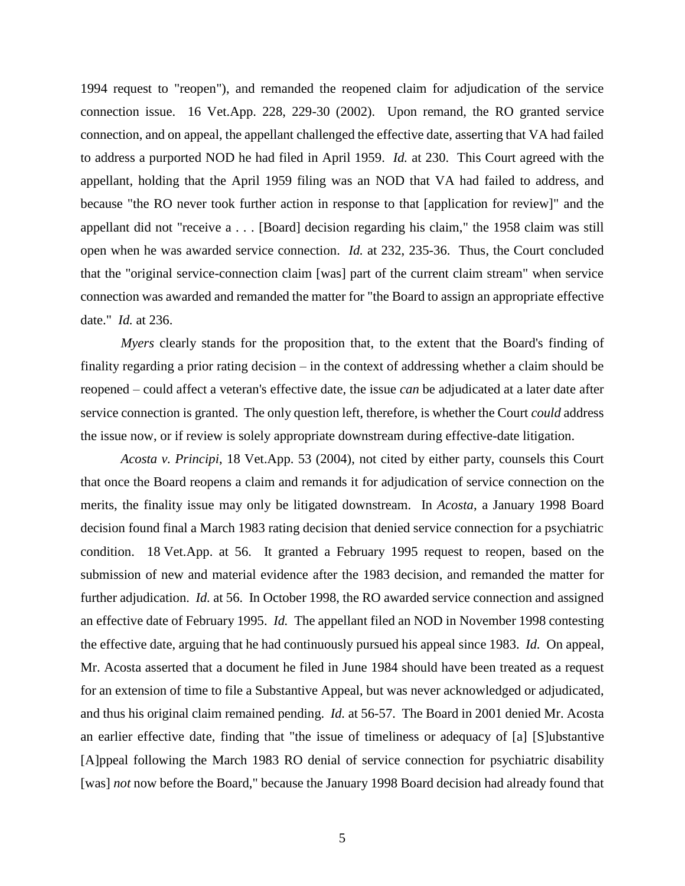1994 request to "reopen"), and remanded the reopened claim for adjudication of the service connection issue. 16 Vet.App. 228, 229-30 (2002). Upon remand, the RO granted service connection, and on appeal, the appellant challenged the effective date, asserting that VA had failed to address a purported NOD he had filed in April 1959. *Id.* at 230. This Court agreed with the appellant, holding that the April 1959 filing was an NOD that VA had failed to address, and because "the RO never took further action in response to that [application for review]" and the appellant did not "receive a . . . [Board] decision regarding his claim," the 1958 claim was still open when he was awarded service connection. *Id.* at 232, 235-36. Thus, the Court concluded that the "original service-connection claim [was] part of the current claim stream" when service connection was awarded and remanded the matter for "the Board to assign an appropriate effective date." *Id.* at 236.

*Myers* clearly stands for the proposition that, to the extent that the Board's finding of finality regarding a prior rating decision – in the context of addressing whether a claim should be reopened – could affect a veteran's effective date, the issue *can* be adjudicated at a later date after service connection is granted. The only question left, therefore, is whether the Court *could* address the issue now, or if review is solely appropriate downstream during effective-date litigation.

*Acosta v. Principi*, 18 Vet.App. 53 (2004), not cited by either party, counsels this Court that once the Board reopens a claim and remands it for adjudication of service connection on the merits, the finality issue may only be litigated downstream. In *Acosta*, a January 1998 Board decision found final a March 1983 rating decision that denied service connection for a psychiatric condition. 18 Vet.App. at 56. It granted a February 1995 request to reopen, based on the submission of new and material evidence after the 1983 decision, and remanded the matter for further adjudication. *Id.* at 56. In October 1998, the RO awarded service connection and assigned an effective date of February 1995. *Id.* The appellant filed an NOD in November 1998 contesting the effective date, arguing that he had continuously pursued his appeal since 1983. *Id.* On appeal, Mr. Acosta asserted that a document he filed in June 1984 should have been treated as a request for an extension of time to file a Substantive Appeal, but was never acknowledged or adjudicated, and thus his original claim remained pending. *Id.* at 56-57. The Board in 2001 denied Mr. Acosta an earlier effective date, finding that "the issue of timeliness or adequacy of [a] [S]ubstantive [A]ppeal following the March 1983 RO denial of service connection for psychiatric disability [was] *not* now before the Board," because the January 1998 Board decision had already found that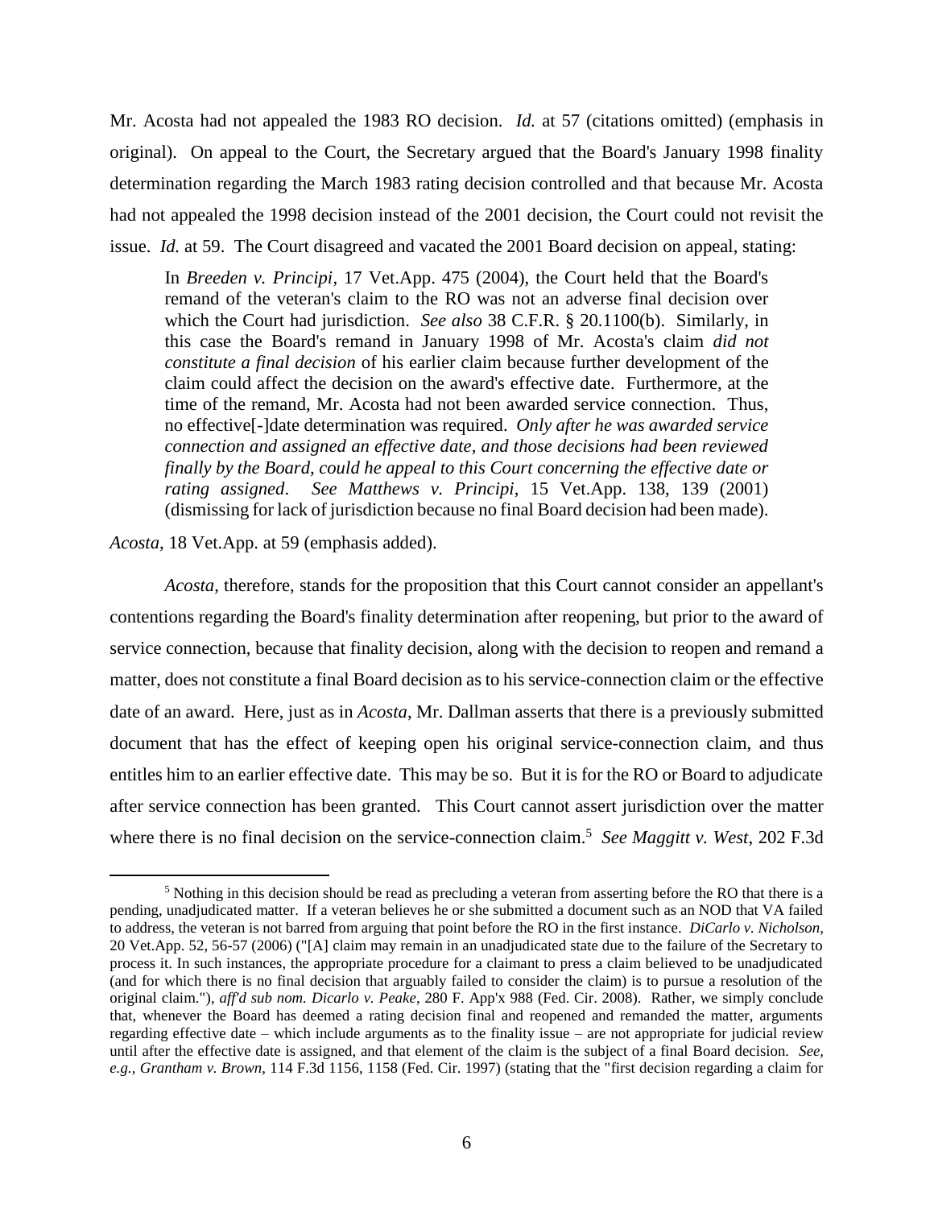Mr. Acosta had not appealed the 1983 RO decision. *Id.* at 57 (citations omitted) (emphasis in original). On appeal to the Court, the Secretary argued that the Board's January 1998 finality determination regarding the March 1983 rating decision controlled and that because Mr. Acosta had not appealed the 1998 decision instead of the 2001 decision, the Court could not revisit the issue. *Id.* at 59. The Court disagreed and vacated the 2001 Board decision on appeal, stating:

> In *Breeden v. Principi*, 17 Vet.App. 475 (2004), the Court held that the Board's remand of the veteran's claim to the RO was not an adverse final decision over which the Court had jurisdiction. *See also* 38 C.F.R. § 20.1100(b). Similarly, in this case the Board's remand in January 1998 of Mr. Acosta's claim *did not constitute a final decision* of his earlier claim because further development of the claim could affect the decision on the award's effective date. Furthermore, at the time of the remand, Mr. Acosta had not been awarded service connection. Thus, no effective[-]date determination was required. *Only after he was awarded service connection and assigned an effective date, and those decisions had been reviewed finally by the Board, could he appeal to this Court concerning the effective date or rating assigned*. *See Matthews v. Principi*, 15 Vet.App. 138, 139 (2001) (dismissing for lack of jurisdiction because no final Board decision had been made).

*Acosta*, 18 Vet.App. at 59 (emphasis added).

*Acosta*, therefore, stands for the proposition that this Court cannot consider an appellant's contentions regarding the Board's finality determination after reopening, but prior to the award of service connection, because that finality decision, along with the decision to reopen and remand a matter, does not constitute a final Board decision as to his service-connection claim or the effective date of an award. Here, just as in *Acosta*, Mr. Dallman asserts that there is a previously submitted document that has the effect of keeping open his original service-connection claim, and thus entitles him to an earlier effective date. This may be so. But it is for the RO or Board to adjudicate after service connection has been granted. This Court cannot assert jurisdiction over the matter where there is no final decision on the service-connection claim.[5] *See Maggitt v. West*, 202 F.3d

[5] Nothing in this decision should be read as precluding a veteran from asserting before the RO that there is a pending, unadjudicated matter. If a veteran believes he or she submitted a document such as an NOD that VA failed to address, the veteran is not barred from arguing that point before the RO in the first instance. *DiCarlo v. Nicholson*, 20 Vet.App. 52, 56-57 (2006) ("[A] claim may remain in an unadjudicated state due to the failure of the Secretary to process it. In such instances, the appropriate procedure for a claimant to press a claim believed to be unadjudicated (and for which there is no final decision that arguably failed to consider the claim) is to pursue a resolution of the original claim."), *aff'd sub nom. Dicarlo v. Peake*, 280 F. App'x 988 (Fed. Cir. 2008). Rather, we simply conclude that, whenever the Board has deemed a rating decision final and reopened and remanded the matter, arguments regarding effective date – which include arguments as to the finality issue – are not appropriate for judicial review until after the effective date is assigned, and that element of the claim is the subject of a final Board decision. *See, e.g.*, *Grantham v. Brown*, 114 F.3d 1156, 1158 (Fed. Cir. 1997) (stating that the "first decision regarding a claim for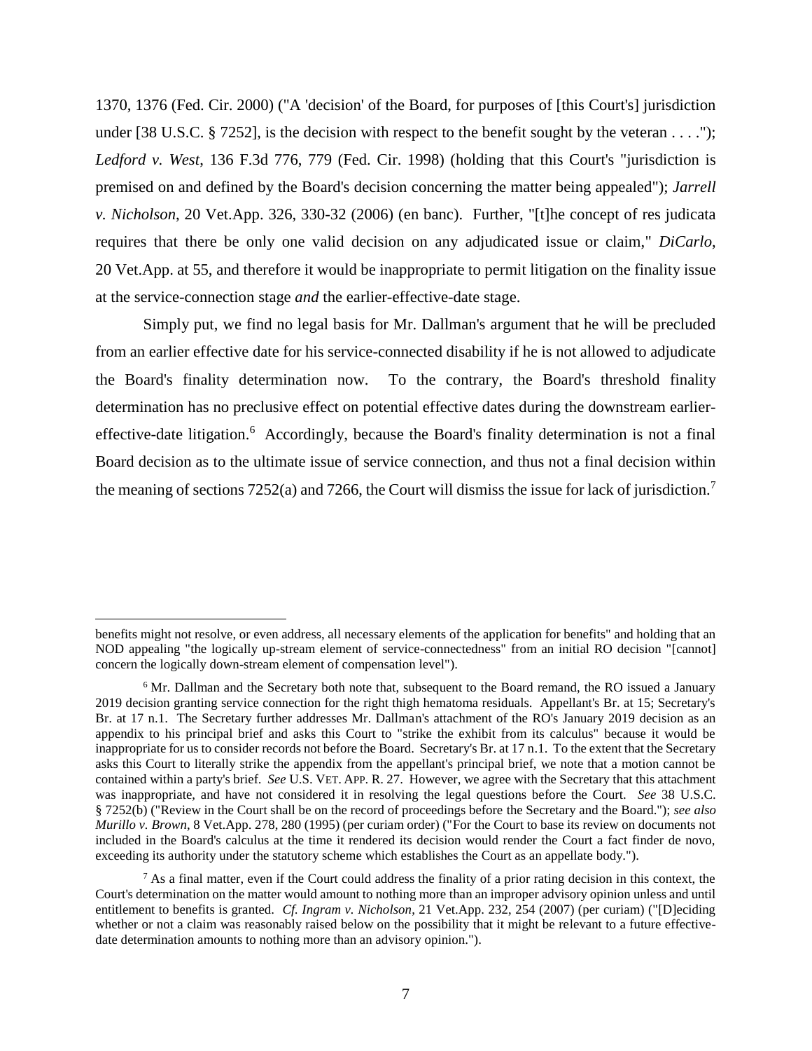1370, 1376 (Fed. Cir. 2000) ("A 'decision' of the Board, for purposes of [this Court's] jurisdiction under [38 U.S.C. § 7252], is the decision with respect to the benefit sought by the veteran . . . ."); *Ledford v. West*, 136 F.3d 776, 779 (Fed. Cir. 1998) (holding that this Court's "jurisdiction is premised on and defined by the Board's decision concerning the matter being appealed"); *Jarrell v. Nicholson*, 20 Vet.App. 326, 330-32 (2006) (en banc). Further, "[t]he concept of res judicata requires that there be only one valid decision on any adjudicated issue or claim," *DiCarlo*, 20 Vet.App. at 55, and therefore it would be inappropriate to permit litigation on the finality issue at the service-connection stage *and* the earlier-effective-date stage.

Simply put, we find no legal basis for Mr. Dallman's argument that he will be precluded from an earlier effective date for his service-connected disability if he is not allowed to adjudicate the Board's finality determination now. To the contrary, the Board's threshold finality determination has no preclusive effect on potential effective dates during the downstream earlier-effective-date litigation.[6] Accordingly, because the Board's finality determination is not a final Board decision as to the ultimate issue of service connection, and thus not a final decision within the meaning of sections 7252(a) and 7266, the Court will dismiss the issue for lack of jurisdiction.[7]

---

benefits might not resolve, or even address, all necessary elements of the application for benefits" and holding that an NOD appealing "the logically up-stream element of service-connectedness" from an initial RO decision "[cannot] concern the logically down-stream element of compensation level").

[6] Mr. Dallman and the Secretary both note that, subsequent to the Board remand, the RO issued a January 2019 decision granting service connection for the right thigh hematoma residuals. Appellant's Br. at 15; Secretary's Br. at 17 n.1. The Secretary further addresses Mr. Dallman's attachment of the RO's January 2019 decision as an appendix to his principal brief and asks this Court to "strike the exhibit from its calculus" because it would be inappropriate for us to consider records not before the Board. Secretary's Br. at 17 n.1. To the extent that the Secretary asks this Court to literally strike the appendix from the appellant's principal brief, we note that a motion cannot be contained within a party's brief. *See* U.S. VET. APP. R. 27. However, we agree with the Secretary that this attachment was inappropriate, and have not considered it in resolving the legal questions before the Court. *See* 38 U.S.C. § 7252(b) ("Review in the Court shall be on the record of proceedings before the Secretary and the Board."); *see also Murillo v. Brown*, 8 Vet.App. 278, 280 (1995) (per curiam order) ("For the Court to base its review on documents not included in the Board's calculus at the time it rendered its decision would render the Court a fact finder de novo, exceeding its authority under the statutory scheme which establishes the Court as an appellate body.").

[7] As a final matter, even if the Court could address the finality of a prior rating decision in this context, the Court's determination on the matter would amount to nothing more than an improper advisory opinion unless and until entitlement to benefits is granted. *Cf. Ingram v. Nicholson*, 21 Vet.App. 232, 254 (2007) (per curiam) ("[D]eciding whether or not a claim was reasonably raised below on the possibility that it might be relevant to a future effective-date determination amounts to nothing more than an advisory opinion.").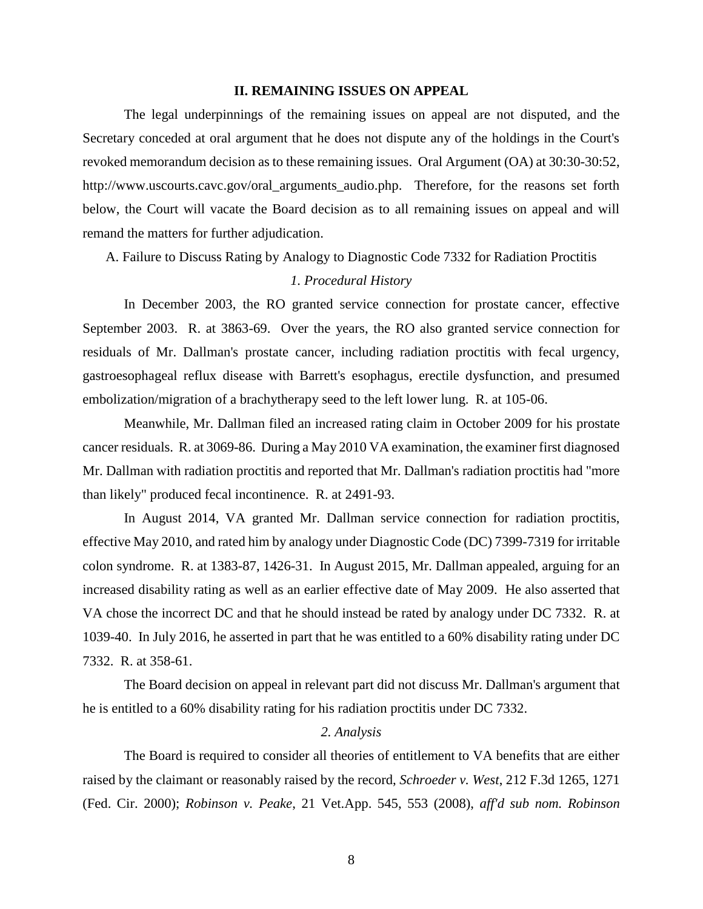## II. REMAINING ISSUES ON APPEAL

The legal underpinnings of the remaining issues on appeal are not disputed, and the Secretary conceded at oral argument that he does not dispute any of the holdings in the Court's revoked memorandum decision as to these remaining issues. Oral Argument (OA) at 30:30-30:52, http://www.uscourts.cavc.gov/oral_arguments_audio.php. Therefore, for the reasons set forth below, the Court will vacate the Board decision as to all remaining issues on appeal and will remand the matters for further adjudication.

### A. Failure to Discuss Rating by Analogy to Diagnostic Code 7332 for Radiation Proctitis

#### *1. Procedural History*

In December 2003, the RO granted service connection for prostate cancer, effective September 2003. R. at 3863-69. Over the years, the RO also granted service connection for residuals of Mr. Dallman's prostate cancer, including radiation proctitis with fecal urgency, gastroesophageal reflux disease with Barrett's esophagus, erectile dysfunction, and presumed embolization/migration of a brachytherapy seed to the left lower lung. R. at 105-06.

Meanwhile, Mr. Dallman filed an increased rating claim in October 2009 for his prostate cancer residuals. R. at 3069-86. During a May 2010 VA examination, the examiner first diagnosed Mr. Dallman with radiation proctitis and reported that Mr. Dallman's radiation proctitis had "more than likely" produced fecal incontinence. R. at 2491-93.

In August 2014, VA granted Mr. Dallman service connection for radiation proctitis, effective May 2010, and rated him by analogy under Diagnostic Code (DC) 7399-7319 for irritable colon syndrome. R. at 1383-87, 1426-31. In August 2015, Mr. Dallman appealed, arguing for an increased disability rating as well as an earlier effective date of May 2009. He also asserted that VA chose the incorrect DC and that he should instead be rated by analogy under DC 7332. R. at 1039-40. In July 2016, he asserted in part that he was entitled to a 60% disability rating under DC 7332. R. at 358-61.

The Board decision on appeal in relevant part did not discuss Mr. Dallman's argument that he is entitled to a 60% disability rating for his radiation proctitis under DC 7332.

#### *2. Analysis*

The Board is required to consider all theories of entitlement to VA benefits that are either raised by the claimant or reasonably raised by the record, *Schroeder v. West*, 212 F.3d 1265, 1271 (Fed. Cir. 2000); *Robinson v. Peake*, 21 Vet.App. 545, 553 (2008), *aff'd sub nom. Robinson*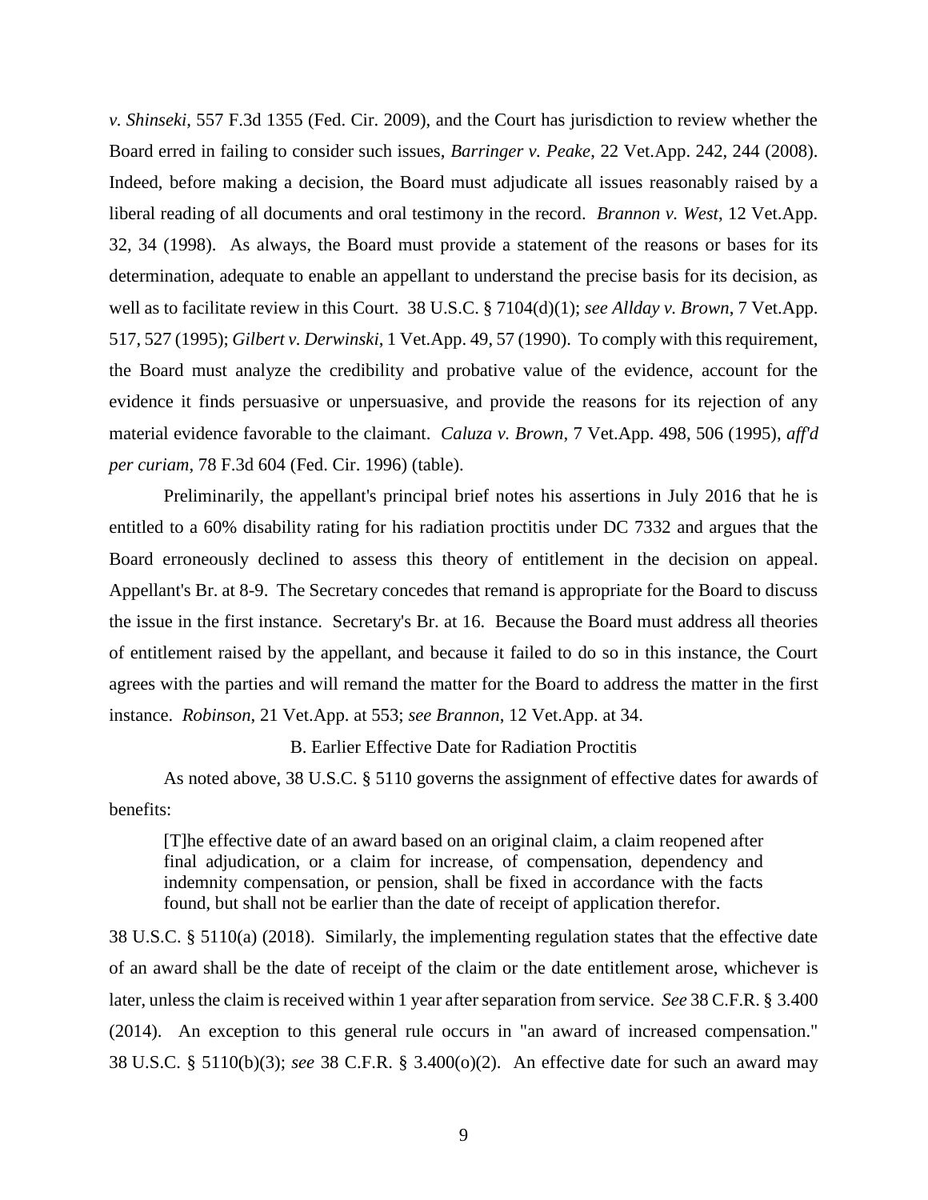*v. Shinseki*, 557 F.3d 1355 (Fed. Cir. 2009), and the Court has jurisdiction to review whether the Board erred in failing to consider such issues, *Barringer v. Peake*, 22 Vet.App. 242, 244 (2008). Indeed, before making a decision, the Board must adjudicate all issues reasonably raised by a liberal reading of all documents and oral testimony in the record. *Brannon v. West*, 12 Vet.App. 32, 34 (1998). As always, the Board must provide a statement of the reasons or bases for its determination, adequate to enable an appellant to understand the precise basis for its decision, as well as to facilitate review in this Court. 38 U.S.C. § 7104(d)(1); *see Allday v. Brown*, 7 Vet.App. 517, 527 (1995); *Gilbert v. Derwinski*, 1 Vet.App. 49, 57 (1990). To comply with this requirement, the Board must analyze the credibility and probative value of the evidence, account for the evidence it finds persuasive or unpersuasive, and provide the reasons for its rejection of any material evidence favorable to the claimant. *Caluza v. Brown*, 7 Vet.App. 498, 506 (1995), *aff'd per curiam*, 78 F.3d 604 (Fed. Cir. 1996) (table).

Preliminarily, the appellant's principal brief notes his assertions in July 2016 that he is entitled to a 60% disability rating for his radiation proctitis under DC 7332 and argues that the Board erroneously declined to assess this theory of entitlement in the decision on appeal. Appellant's Br. at 8-9. The Secretary concedes that remand is appropriate for the Board to discuss the issue in the first instance. Secretary's Br. at 16. Because the Board must address all theories of entitlement raised by the appellant, and because it failed to do so in this instance, the Court agrees with the parties and will remand the matter for the Board to address the matter in the first instance. *Robinson*, 21 Vet.App. at 553; *see Brannon*, 12 Vet.App. at 34.

### B. Earlier Effective Date for Radiation Proctitis

As noted above, 38 U.S.C. § 5110 governs the assignment of effective dates for awards of benefits:

> [T]he effective date of an award based on an original claim, a claim reopened after final adjudication, or a claim for increase, of compensation, dependency and indemnity compensation, or pension, shall be fixed in accordance with the facts found, but shall not be earlier than the date of receipt of application therefor.

38 U.S.C. § 5110(a) (2018). Similarly, the implementing regulation states that the effective date of an award shall be the date of receipt of the claim or the date entitlement arose, whichever is later, unless the claim is received within 1 year after separation from service. *See* 38 C.F.R. § 3.400 (2014). An exception to this general rule occurs in "an award of increased compensation." 38 U.S.C. § 5110(b)(3); *see* 38 C.F.R. § 3.400(o)(2). An effective date for such an award may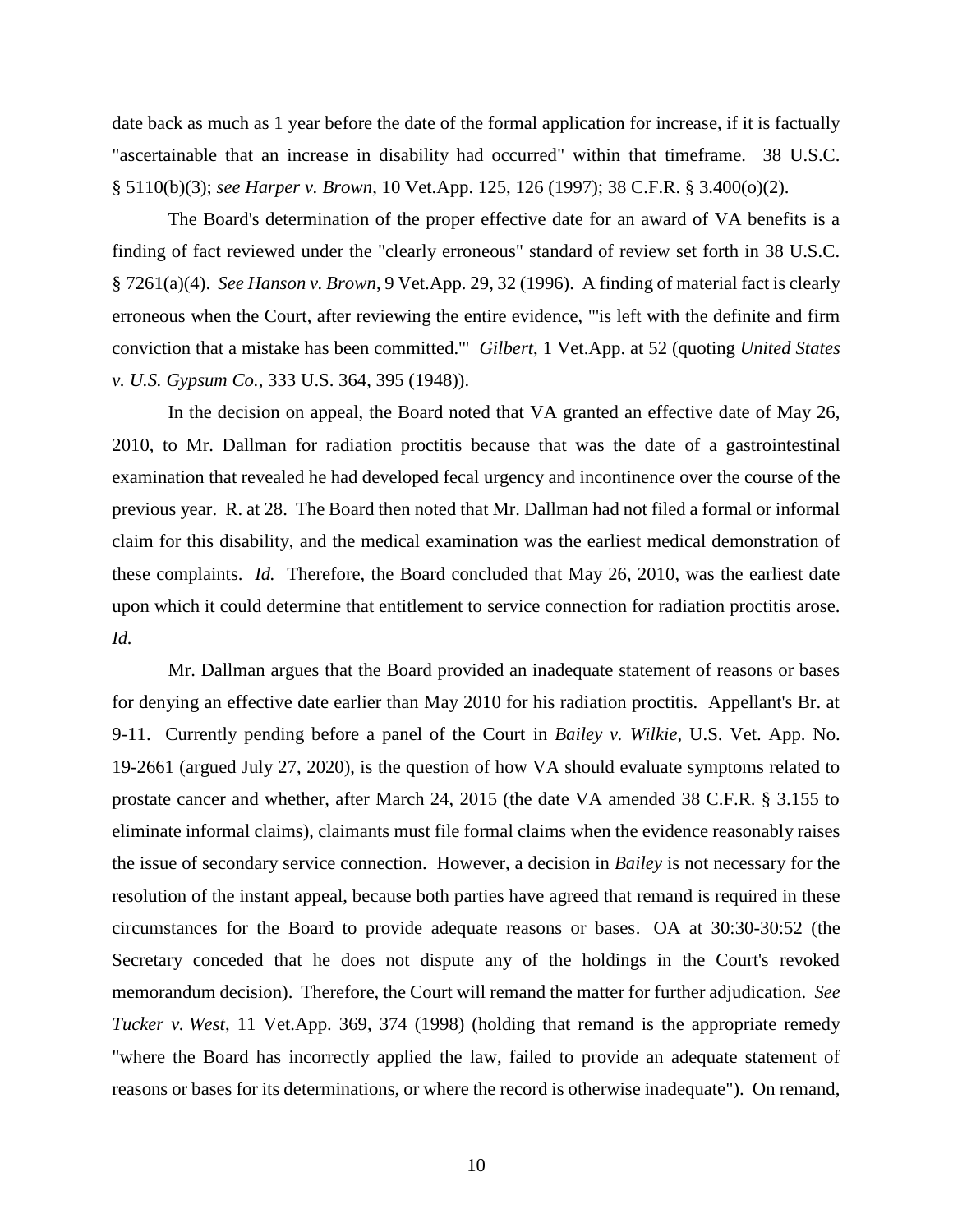date back as much as 1 year before the date of the formal application for increase, if it is factually "ascertainable that an increase in disability had occurred" within that timeframe. 38 U.S.C. § 5110(b)(3); *see Harper v. Brown*, 10 Vet.App. 125, 126 (1997); 38 C.F.R. § 3.400(o)(2).

The Board's determination of the proper effective date for an award of VA benefits is a finding of fact reviewed under the "clearly erroneous" standard of review set forth in 38 U.S.C. § 7261(a)(4). *See Hanson v. Brown*, 9 Vet.App. 29, 32 (1996). A finding of material fact is clearly erroneous when the Court, after reviewing the entire evidence, "'is left with the definite and firm conviction that a mistake has been committed.'" *Gilbert*, 1 Vet.App. at 52 (quoting *United States v. U.S. Gypsum Co.*, 333 U.S. 364, 395 (1948)).

In the decision on appeal, the Board noted that VA granted an effective date of May 26, 2010, to Mr. Dallman for radiation proctitis because that was the date of a gastrointestinal examination that revealed he had developed fecal urgency and incontinence over the course of the previous year. R. at 28. The Board then noted that Mr. Dallman had not filed a formal or informal claim for this disability, and the medical examination was the earliest medical demonstration of these complaints. *Id.* Therefore, the Board concluded that May 26, 2010, was the earliest date upon which it could determine that entitlement to service connection for radiation proctitis arose. *Id.*

Mr. Dallman argues that the Board provided an inadequate statement of reasons or bases for denying an effective date earlier than May 2010 for his radiation proctitis. Appellant's Br. at 9-11. Currently pending before a panel of the Court in *Bailey v. Wilkie*, U.S. Vet. App. No. 19-2661 (argued July 27, 2020), is the question of how VA should evaluate symptoms related to prostate cancer and whether, after March 24, 2015 (the date VA amended 38 C.F.R. § 3.155 to eliminate informal claims), claimants must file formal claims when the evidence reasonably raises the issue of secondary service connection. However, a decision in *Bailey* is not necessary for the resolution of the instant appeal, because both parties have agreed that remand is required in these circumstances for the Board to provide adequate reasons or bases. OA at 30:30-30:52 (the Secretary conceded that he does not dispute any of the holdings in the Court's revoked memorandum decision). Therefore, the Court will remand the matter for further adjudication. *See Tucker v. West*, 11 Vet.App. 369, 374 (1998) (holding that remand is the appropriate remedy "where the Board has incorrectly applied the law, failed to provide an adequate statement of reasons or bases for its determinations, or where the record is otherwise inadequate"). On remand,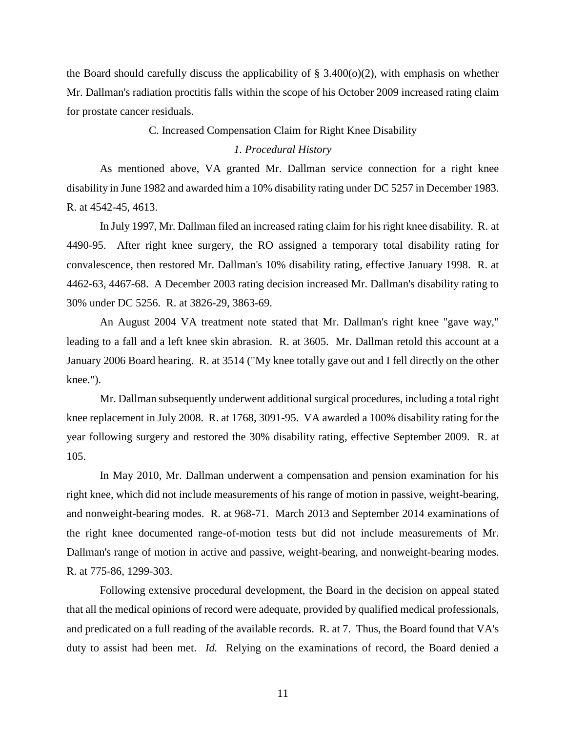the Board should carefully discuss the applicability of § 3.400(o)(2), with emphasis on whether Mr. Dallman's radiation proctitis falls within the scope of his October 2009 increased rating claim for prostate cancer residuals.

### C. Increased Compensation Claim for Right Knee Disability

#### *1. Procedural History*

As mentioned above, VA granted Mr. Dallman service connection for a right knee disability in June 1982 and awarded him a 10% disability rating under DC 5257 in December 1983. R. at 4542-45, 4613.

In July 1997, Mr. Dallman filed an increased rating claim for his right knee disability. R. at 4490-95. After right knee surgery, the RO assigned a temporary total disability rating for convalescence, then restored Mr. Dallman's 10% disability rating, effective January 1998. R. at 4462-63, 4467-68. A December 2003 rating decision increased Mr. Dallman's disability rating to 30% under DC 5256. R. at 3826-29, 3863-69.

An August 2004 VA treatment note stated that Mr. Dallman's right knee "gave way," leading to a fall and a left knee skin abrasion. R. at 3605. Mr. Dallman retold this account at a January 2006 Board hearing. R. at 3514 ("My knee totally gave out and I fell directly on the other knee.").

Mr. Dallman subsequently underwent additional surgical procedures, including a total right knee replacement in July 2008. R. at 1768, 3091-95. VA awarded a 100% disability rating for the year following surgery and restored the 30% disability rating, effective September 2009. R. at 105.

In May 2010, Mr. Dallman underwent a compensation and pension examination for his right knee, which did not include measurements of his range of motion in passive, weight-bearing, and nonweight-bearing modes. R. at 968-71. March 2013 and September 2014 examinations of the right knee documented range-of-motion tests but did not include measurements of Mr. Dallman's range of motion in active and passive, weight-bearing, and nonweight-bearing modes. R. at 775-86, 1299-303.

Following extensive procedural development, the Board in the decision on appeal stated that all the medical opinions of record were adequate, provided by qualified medical professionals, and predicated on a full reading of the available records. R. at 7. Thus, the Board found that VA's duty to assist had been met. *Id.* Relying on the examinations of record, the Board denied a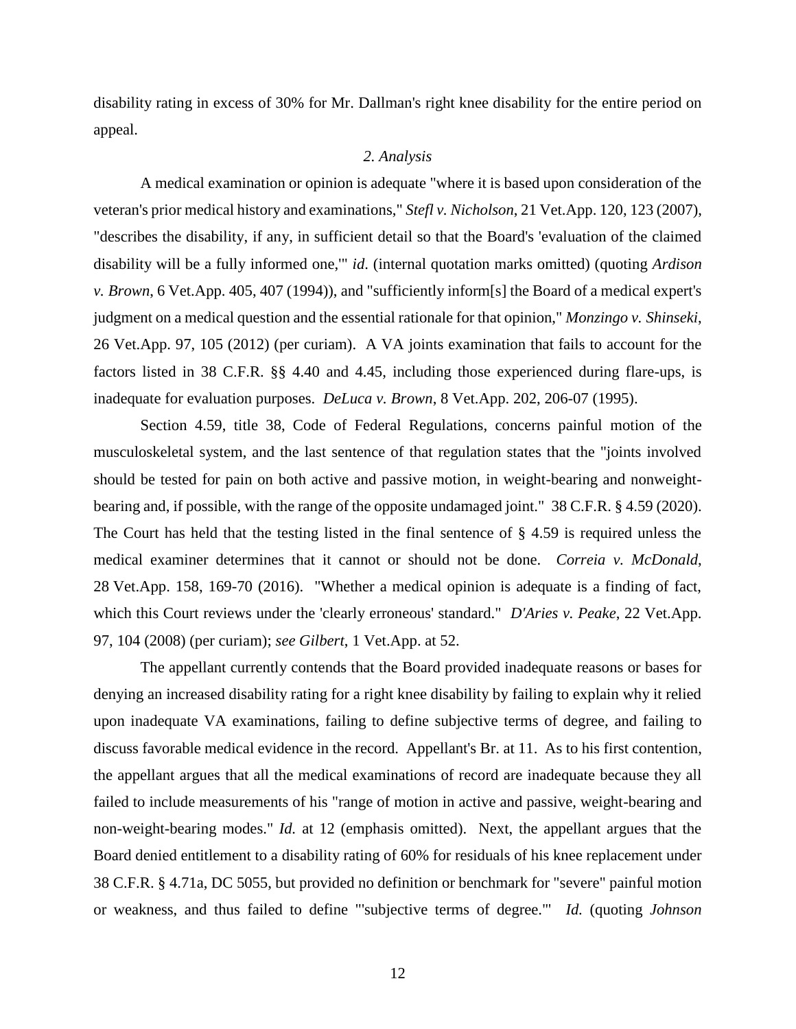disability rating in excess of 30% for Mr. Dallman's right knee disability for the entire period on appeal.

### *2. Analysis*

A medical examination or opinion is adequate "where it is based upon consideration of the veteran's prior medical history and examinations," *Stefl v. Nicholson*, 21 Vet.App. 120, 123 (2007), "describes the disability, if any, in sufficient detail so that the Board's 'evaluation of the claimed disability will be a fully informed one,'" *id.* (internal quotation marks omitted) (quoting *Ardison v. Brown*, 6 Vet.App. 405, 407 (1994)), and "sufficiently inform[s] the Board of a medical expert's judgment on a medical question and the essential rationale for that opinion," *Monzingo v. Shinseki*, 26 Vet.App. 97, 105 (2012) (per curiam). A VA joints examination that fails to account for the factors listed in 38 C.F.R. §§ 4.40 and 4.45, including those experienced during flare-ups, is inadequate for evaluation purposes. *DeLuca v. Brown*, 8 Vet.App. 202, 206-07 (1995).

Section 4.59, title 38, Code of Federal Regulations, concerns painful motion of the musculoskeletal system, and the last sentence of that regulation states that the "joints involved should be tested for pain on both active and passive motion, in weight-bearing and nonweight-bearing and, if possible, with the range of the opposite undamaged joint." 38 C.F.R. § 4.59 (2020). The Court has held that the testing listed in the final sentence of § 4.59 is required unless the medical examiner determines that it cannot or should not be done. *Correia v. McDonald*, 28 Vet.App. 158, 169-70 (2016). "Whether a medical opinion is adequate is a finding of fact, which this Court reviews under the 'clearly erroneous' standard." *D'Aries v. Peake*, 22 Vet.App. 97, 104 (2008) (per curiam); *see Gilbert*, 1 Vet.App. at 52.

The appellant currently contends that the Board provided inadequate reasons or bases for denying an increased disability rating for a right knee disability by failing to explain why it relied upon inadequate VA examinations, failing to define subjective terms of degree, and failing to discuss favorable medical evidence in the record. Appellant's Br. at 11. As to his first contention, the appellant argues that all the medical examinations of record are inadequate because they all failed to include measurements of his "range of motion in active and passive, weight-bearing and non-weight-bearing modes." *Id.* at 12 (emphasis omitted). Next, the appellant argues that the Board denied entitlement to a disability rating of 60% for residuals of his knee replacement under 38 C.F.R. § 4.71a, DC 5055, but provided no definition or benchmark for "severe" painful motion or weakness, and thus failed to define "'subjective terms of degree.'" *Id.* (quoting *Johnson*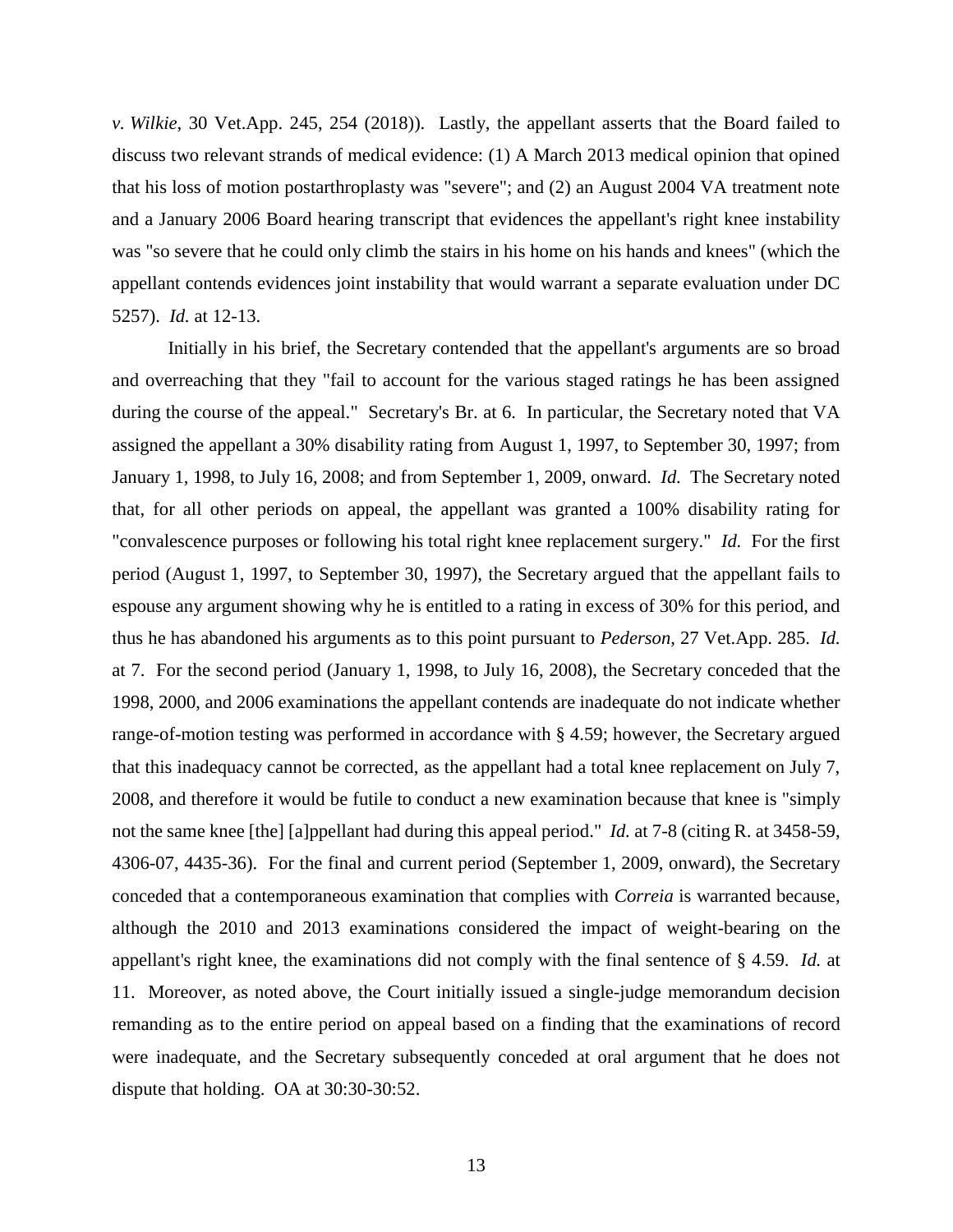*v. Wilkie*, 30 Vet.App. 245, 254 (2018)). Lastly, the appellant asserts that the Board failed to discuss two relevant strands of medical evidence: (1) A March 2013 medical opinion that opined that his loss of motion postarthroplasty was "severe"; and (2) an August 2004 VA treatment note and a January 2006 Board hearing transcript that evidences the appellant's right knee instability was "so severe that he could only climb the stairs in his home on his hands and knees" (which the appellant contends evidences joint instability that would warrant a separate evaluation under DC 5257). *Id.* at 12-13.

Initially in his brief, the Secretary contended that the appellant's arguments are so broad and overreaching that they "fail to account for the various staged ratings he has been assigned during the course of the appeal." Secretary's Br. at 6. In particular, the Secretary noted that VA assigned the appellant a 30% disability rating from August 1, 1997, to September 30, 1997; from January 1, 1998, to July 16, 2008; and from September 1, 2009, onward. *Id.* The Secretary noted that, for all other periods on appeal, the appellant was granted a 100% disability rating for "convalescence purposes or following his total right knee replacement surgery." *Id.* For the first period (August 1, 1997, to September 30, 1997), the Secretary argued that the appellant fails to espouse any argument showing why he is entitled to a rating in excess of 30% for this period, and thus he has abandoned his arguments as to this point pursuant to *Pederson*, 27 Vet.App. 285. *Id.* at 7. For the second period (January 1, 1998, to July 16, 2008), the Secretary conceded that the 1998, 2000, and 2006 examinations the appellant contends are inadequate do not indicate whether range-of-motion testing was performed in accordance with § 4.59; however, the Secretary argued that this inadequacy cannot be corrected, as the appellant had a total knee replacement on July 7, 2008, and therefore it would be futile to conduct a new examination because that knee is "simply not the same knee [the] [a]ppellant had during this appeal period." *Id.* at 7-8 (citing R. at 3458-59, 4306-07, 4435-36). For the final and current period (September 1, 2009, onward), the Secretary conceded that a contemporaneous examination that complies with *Correia* is warranted because, although the 2010 and 2013 examinations considered the impact of weight-bearing on the appellant's right knee, the examinations did not comply with the final sentence of § 4.59. *Id.* at 11. Moreover, as noted above, the Court initially issued a single-judge memorandum decision remanding as to the entire period on appeal based on a finding that the examinations of record were inadequate, and the Secretary subsequently conceded at oral argument that he does not dispute that holding. OA at 30:30-30:52.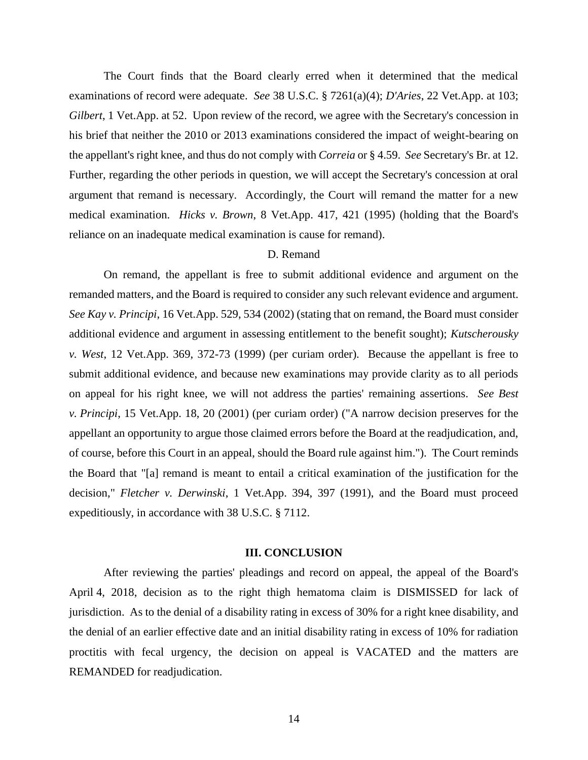The Court finds that the Board clearly erred when it determined that the medical examinations of record were adequate. *See* 38 U.S.C. § 7261(a)(4); *D'Aries*, 22 Vet.App. at 103; *Gilbert*, 1 Vet.App. at 52. Upon review of the record, we agree with the Secretary's concession in his brief that neither the 2010 or 2013 examinations considered the impact of weight-bearing on the appellant's right knee, and thus do not comply with *Correia* or § 4.59. *See* Secretary's Br. at 12. Further, regarding the other periods in question, we will accept the Secretary's concession at oral argument that remand is necessary. Accordingly, the Court will remand the matter for a new medical examination. *Hicks v. Brown*, 8 Vet.App. 417, 421 (1995) (holding that the Board's reliance on an inadequate medical examination is cause for remand).

D. Remand

On remand, the appellant is free to submit additional evidence and argument on the remanded matters, and the Board is required to consider any such relevant evidence and argument. *See Kay v. Principi*, 16 Vet.App. 529, 534 (2002) (stating that on remand, the Board must consider additional evidence and argument in assessing entitlement to the benefit sought); *Kutscherousky v. West*, 12 Vet.App. 369, 372-73 (1999) (per curiam order). Because the appellant is free to submit additional evidence, and because new examinations may provide clarity as to all periods on appeal for his right knee, we will not address the parties' remaining assertions. *See Best v. Principi*, 15 Vet.App. 18, 20 (2001) (per curiam order) ("A narrow decision preserves for the appellant an opportunity to argue those claimed errors before the Board at the readjudication, and, of course, before this Court in an appeal, should the Board rule against him."). The Court reminds the Board that "[a] remand is meant to entail a critical examination of the justification for the decision," *Fletcher v. Derwinski*, 1 Vet.App. 394, 397 (1991), and the Board must proceed expeditiously, in accordance with 38 U.S.C. § 7112.

## III. CONCLUSION

After reviewing the parties' pleadings and record on appeal, the appeal of the Board's April 4, 2018, decision as to the right thigh hematoma claim is DISMISSED for lack of jurisdiction. As to the denial of a disability rating in excess of 30% for a right knee disability, and the denial of an earlier effective date and an initial disability rating in excess of 10% for radiation proctitis with fecal urgency, the decision on appeal is VACATED and the matters are REMANDED for readjudication.